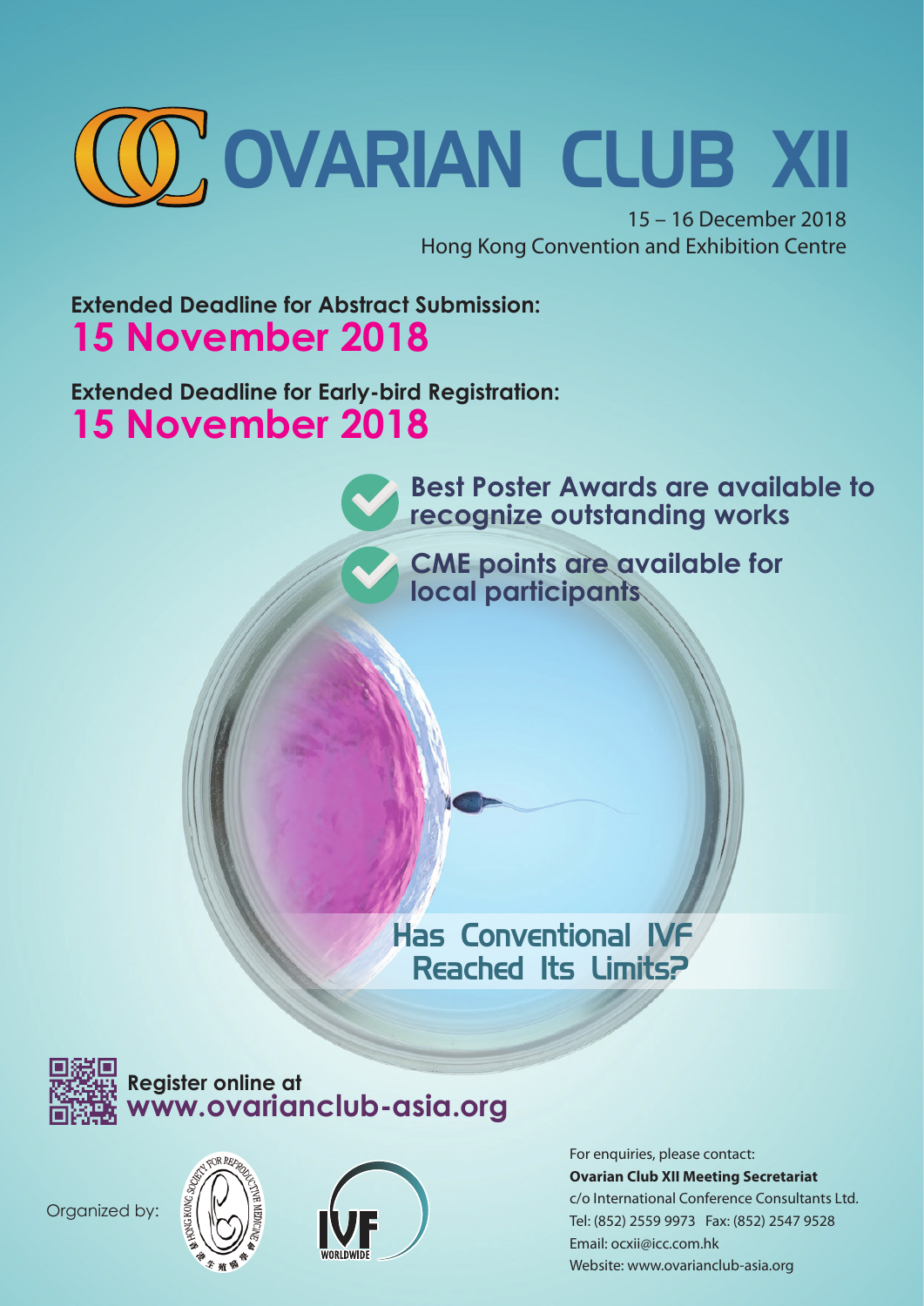# OVARIAN CLUB XII

15 – 16 December 2018
Hong Kong Convention and Exhibition Centre

**Extended Deadline for Abstract Submission:**
**15 November 2018**

**Extended Deadline for Early-bird Registration:**
**15 November 2018**

- **Best Poster Awards are available to recognize outstanding works**
- **CME points are available for local participants**

## Has Conventional IVF Reached Its Limits?

**Register online at**
**www.ovarianclub-asia.org**

Organized by:

For enquiries, please contact:
**Ovarian Club XII Meeting Secretariat**
c/o International Conference Consultants Ltd.
Tel: (852) 2559 9973 Fax: (852) 2547 9528
Email: ocxii@icc.com.hk
Website: www.ovarianclub-asia.org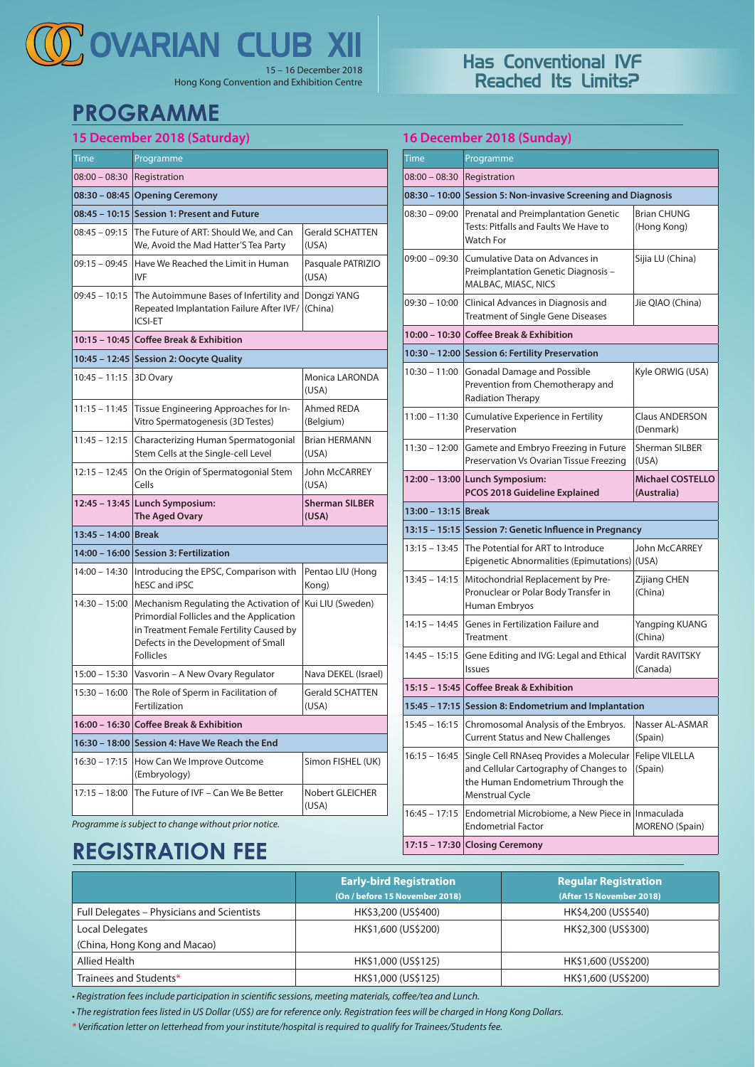# OVARIAN CLUB XII

15 – 16 December 2018
Hong Kong Convention and Exhibition Centre

**Has Conventional IVF Reached Its Limits?**

## PROGRAMME

### 15 December 2018 (Saturday)

| Time | Programme | |
|---|---|---|
| 08:00 – 08:30 | Registration | |
| **08:30 – 08:45** | **Opening Ceremony** | |
| **08:45 – 10:15** | **Session 1: Present and Future** | |
| 08:45 – 09:15 | The Future of ART: Should We, and Can We, Avoid the Mad Hatter'S Tea Party | Gerald SCHATTEN (USA) |
| 09:15 – 09:45 | Have We Reached the Limit in Human IVF | Pasquale PATRIZIO (USA) |
| 09:45 – 10:15 | The Autoimmune Bases of Infertility and Repeated Implantation Failure After IVF/ICSI-ET | Dongzi YANG (China) |
| **10:15 – 10:45** | **Coffee Break & Exhibition** | |
| **10:45 – 12:45** | **Session 2: Oocyte Quality** | |
| 10:45 – 11:15 | 3D Ovary | Monica LARONDA (USA) |
| 11:15 – 11:45 | Tissue Engineering Approaches for In-Vitro Spermatogenesis (3D Testes) | Ahmed REDA (Belgium) |
| 11:45 – 12:15 | Characterizing Human Spermatogonial Stem Cells at the Single-cell Level | Brian HERMANN (USA) |
| 12:15 – 12:45 | On the Origin of Spermatogonial Stem Cells | John McCARREY (USA) |
| **12:45 – 13:45** | **Lunch Symposium: The Aged Ovary** | **Sherman SILBER (USA)** |
| **13:45 – 14:00** | **Break** | |
| **14:00 – 16:00** | **Session 3: Fertilization** | |
| 14:00 – 14:30 | Introducing the EPSC, Comparison with hESC and iPSC | Pentao LIU (Hong Kong) |
| 14:30 – 15:00 | Mechanism Regulating the Activation of Primordial Follicles and the Application in Treatment Female Fertility Caused by Defects in the Development of Small Follicles | Kui LIU (Sweden) |
| 15:00 – 15:30 | Vasvorin – A New Ovary Regulator | Nava DEKEL (Israel) |
| 15:30 – 16:00 | The Role of Sperm in Facilitation of Fertilization | Gerald SCHATTEN (USA) |
| **16:00 – 16:30** | **Coffee Break & Exhibition** | |
| **16:30 – 18:00** | **Session 4: Have We Reach the End** | |
| 16:30 – 17:15 | How Can We Improve Outcome (Embryology) | Simon FISHEL (UK) |
| 17:15 – 18:00 | The Future of IVF – Can We Be Better | Nobert GLEICHER (USA) |

*Programme is subject to change without prior notice.*

### 16 December 2018 (Sunday)

| Time | Programme | |
|---|---|---|
| 08:00 – 08:30 | Registration | |
| **08:30 – 10:00** | **Session 5: Non-invasive Screening and Diagnosis** | |
| 08:30 – 09:00 | Prenatal and Preimplantation Genetic Tests: Pitfalls and Faults We Have to Watch For | Brian CHUNG (Hong Kong) |
| 09:00 – 09:30 | Cumulative Data on Advances in Preimplantation Genetic Diagnosis – MALBAC, MIASC, NICS | Sijia LU (China) |
| 09:30 – 10:00 | Clinical Advances in Diagnosis and Treatment of Single Gene Diseases | Jie QIAO (China) |
| **10:00 – 10:30** | **Coffee Break & Exhibition** | |
| **10:30 – 12:00** | **Session 6: Fertility Preservation** | |
| 10:30 – 11:00 | Gonadal Damage and Possible Prevention from Chemotherapy and Radiation Therapy | Kyle ORWIG (USA) |
| 11:00 – 11:30 | Cumulative Experience in Fertility Preservation | Claus ANDERSON (Denmark) |
| 11:30 – 12:00 | Gamete and Embryo Freezing in Future Preservation Vs Ovarian Tissue Freezing | Sherman SILBER (USA) |
| **12:00 – 13:00** | **Lunch Symposium: PCOS 2018 Guideline Explained** | **Michael COSTELLO (Australia)** |
| **13:00 – 13:15** | **Break** | |
| **13:15 – 15:15** | **Session 7: Genetic Influence in Pregnancy** | |
| 13:15 – 13:45 | The Potential for ART to Introduce Epigenetic Abnormalities (Epimutations) | John McCARREY (USA) |
| 13:45 – 14:15 | Mitochondrial Replacement by Pre-Pronuclear or Polar Body Transfer in Human Embryos | Zijiang CHEN (China) |
| 14:15 – 14:45 | Genes in Fertilization Failure and Treatment | Yangping KUANG (China) |
| 14:45 – 15:15 | Gene Editing and IVG: Legal and Ethical Issues | Vardit RAVITSKY (Canada) |
| **15:15 – 15:45** | **Coffee Break & Exhibition** | |
| **15:45 – 17:15** | **Session 8: Endometrium and Implantation** | |
| 15:45 – 16:15 | Chromosomal Analysis of the Embryos. Current Status and New Challenges | Nasser AL-ASMAR (Spain) |
| 16:15 – 16:45 | Single Cell RNAseq Provides a Molecular and Cellular Cartography of Changes to the Human Endometrium Through the Menstrual Cycle | Felipe VILELLA (Spain) |
| 16:45 – 17:15 | Endometrial Microbiome, a New Piece in Endometrial Factor | Inmaculada MORENO (Spain) |
| **17:15 – 17:30** | **Closing Ceremony** | |

## REGISTRATION FEE

| | Early-bird Registration (On / before 15 November 2018) | Regular Registration (After 15 November 2018) |
|---|---|---|
| Full Delegates – Physicians and Scientists | HK$3,200 (US$400) | HK$4,200 (US$540) |
| Local Delegates (China, Hong Kong and Macao) | HK$1,600 (US$200) | HK$2,300 (US$300) |
| Allied Health | HK$1,000 (US$125) | HK$1,600 (US$200) |
| Trainees and Students* | HK$1,000 (US$125) | HK$1,600 (US$200) |

- *Registration fees include participation in scientific sessions, meeting materials, coffee/tea and Lunch.*
- *The registration fees listed in US Dollar (US$) are for reference only. Registration fees will be charged in Hong Kong Dollars.*

*\* Verification letter on letterhead from your institute/hospital is required to qualify for Trainees/Students fee.*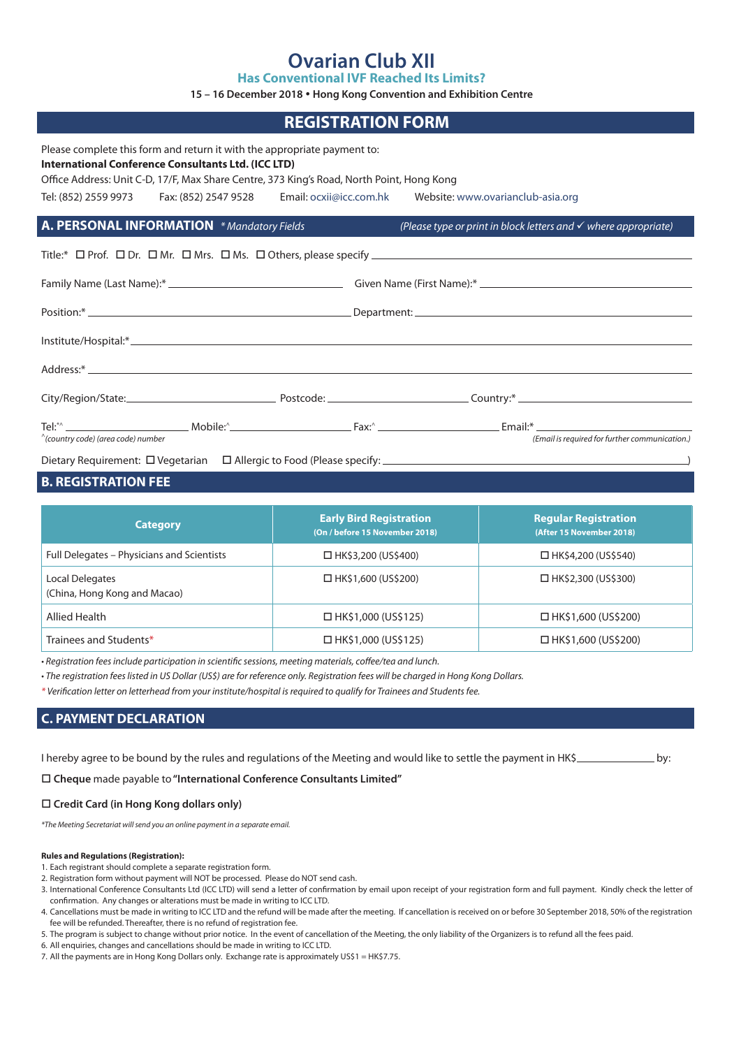# Ovarian Club XII

## Has Conventional IVF Reached Its Limits?

**15 – 16 December 2018 • Hong Kong Convention and Exhibition Centre**

## REGISTRATION FORM

Please complete this form and return it with the appropriate payment to:
**International Conference Consultants Ltd. (ICC LTD)**
Office Address: Unit C-D, 17/F, Max Share Centre, 373 King's Road, North Point, Hong Kong
Tel: (852) 2559 9973 Fax: (852) 2547 9528 Email: ocxii@icc.com.hk Website: www.ovarianclub-asia.org

### A. PERSONAL INFORMATION *\* Mandatory Fields* *(Please type or print in block letters and ✓ where appropriate)*

Title:\* ☐ Prof. ☐ Dr. ☐ Mr. ☐ Mrs. ☐ Ms. ☐ Others, please specify ______________________

Family Name (Last Name):\* ______________________ Given Name (First Name):\* ______________________

Position:\* ______________________ Department: ______________________

Institute/Hospital:\* ______________________

Address:\* ______________________

City/Region/State: ______________________ Postcode: ______________________ Country:\* ______________________

Tel:\*^ ______________________ Mobile:^ ______________________ Fax:^ ______________________ Email:\* ______________________

*^(country code) (area code) number* *(Email is required for further communication.)*

Dietary Requirement: ☐ Vegetarian ☐ Allergic to Food (Please specify: ______________________)

### B. REGISTRATION FEE

| Category | Early Bird Registration (On / before 15 November 2018) | Regular Registration (After 15 November 2018) |
|---|---|---|
| Full Delegates – Physicians and Scientists | ☐ HK$3,200 (US$400) | ☐ HK$4,200 (US$540) |
| Local Delegates (China, Hong Kong and Macao) | ☐ HK$1,600 (US$200) | ☐ HK$2,300 (US$300) |
| Allied Health | ☐ HK$1,000 (US$125) | ☐ HK$1,600 (US$200) |
| Trainees and Students\* | ☐ HK$1,000 (US$125) | ☐ HK$1,600 (US$200) |

- *Registration fees include participation in scientific sessions, meeting materials, coffee/tea and lunch.*
- *The registration fees listed in US Dollar (US$) are for reference only. Registration fees will be charged in Hong Kong Dollars.*

*\* Verification letter on letterhead from your institute/hospital is required to qualify for Trainees and Students fee.*

### C. PAYMENT DECLARATION

I hereby agree to be bound by the rules and regulations of the Meeting and would like to settle the payment in HK$______________ by:

☐ **Cheque** made payable to **"International Conference Consultants Limited"**

☐ **Credit Card (in Hong Kong dollars only)**

*\*The Meeting Secretariat will send you an online payment in a separate email.*

**Rules and Regulations (Registration):**

1. Each registrant should complete a separate registration form.
2. Registration form without payment will NOT be processed. Please do NOT send cash.
3. International Conference Consultants Ltd (ICC LTD) will send a letter of confirmation by email upon receipt of your registration form and full payment. Kindly check the letter of confirmation. Any changes or alterations must be made in writing to ICC LTD.
4. Cancellations must be made in writing to ICC LTD and the refund will be made after the meeting. If cancellation is received on or before 30 September 2018, 50% of the registration fee will be refunded. Thereafter, there is no refund of registration fee.
5. The program is subject to change without prior notice. In the event of cancellation of the Meeting, the only liability of the Organizers is to refund all the fees paid.
6. All enquiries, changes and cancellations should be made in writing to ICC LTD.
7. All the payments are in Hong Kong Dollars only. Exchange rate is approximately US$1 = HK$7.75.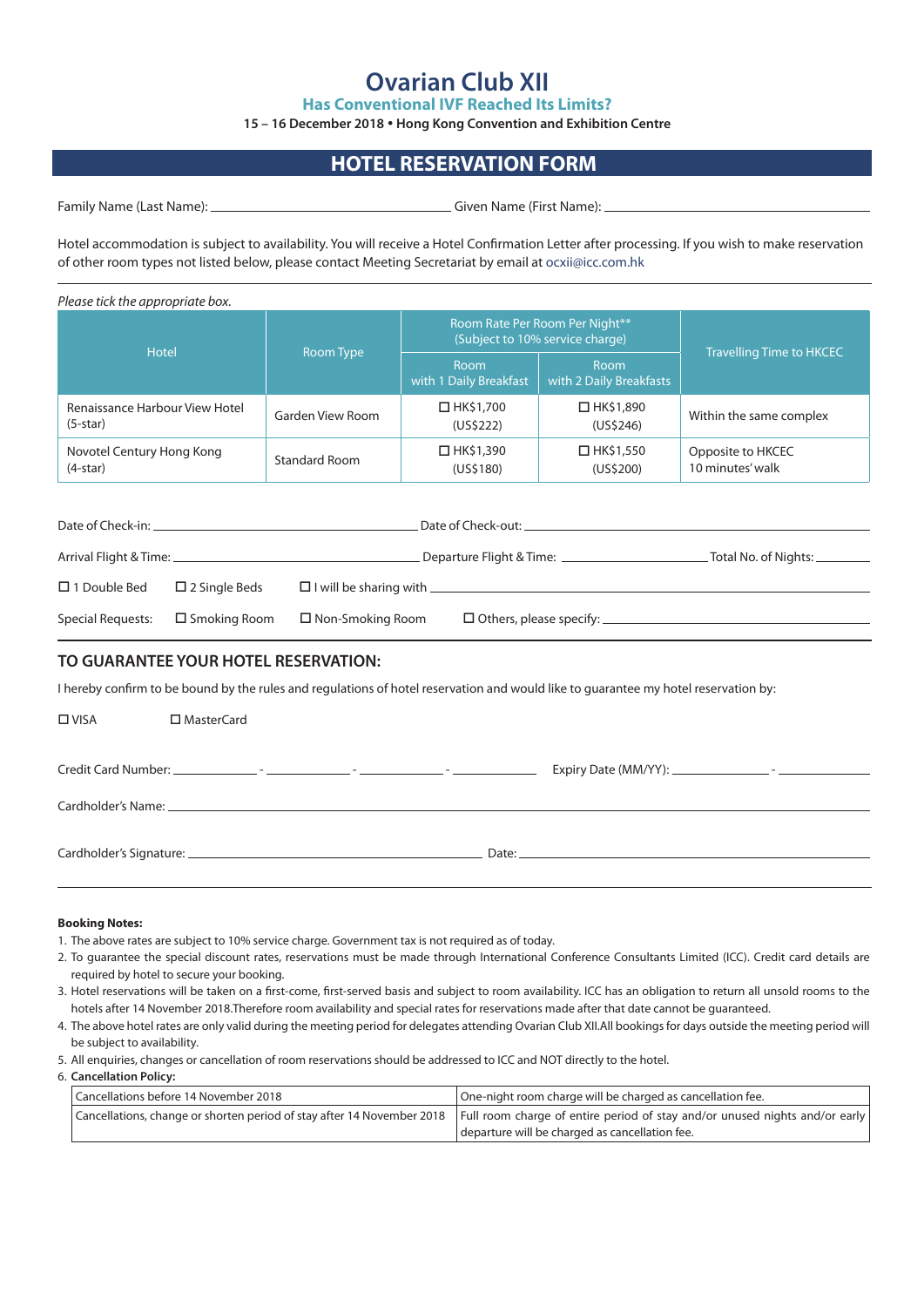# Ovarian Club XII

### Has Conventional IVF Reached Its Limits?

**15 – 16 December 2018 • Hong Kong Convention and Exhibition Centre**

## HOTEL RESERVATION FORM

Family Name (Last Name): ______________________ Given Name (First Name): ______________________

Hotel accommodation is subject to availability. You will receive a Hotel Confirmation Letter after processing. If you wish to make reservation of other room types not listed below, please contact Meeting Secretariat by email at ocxii@icc.com.hk

*Please tick the appropriate box.*

| Hotel | Room Type | Room Rate Per Room Per Night** (Subject to 10% service charge) | | Travelling Time to HKCEC |
|---|---|---|---|---|
| | | Room with 1 Daily Breakfast | Room with 2 Daily Breakfasts | |
| Renaissance Harbour View Hotel (5-star) | Garden View Room | ☐ HK$1,700 (US$222) | ☐ HK$1,890 (US$246) | Within the same complex |
| Novotel Century Hong Kong (4-star) | Standard Room | ☐ HK$1,390 (US$180) | ☐ HK$1,550 (US$200) | Opposite to HKCEC 10 minutes' walk |

Date of Check-in: ______________________ Date of Check-out: ______________________

Arrival Flight & Time: ______________________ Departure Flight & Time: ______________________ Total No. of Nights: __________

☐ 1 Double Bed ☐ 2 Single Beds ☐ I will be sharing with ______________________

Special Requests: ☐ Smoking Room ☐ Non-Smoking Room ☐ Others, please specify: ______________________

## TO GUARANTEE YOUR HOTEL RESERVATION:

I hereby confirm to be bound by the rules and regulations of hotel reservation and would like to guarantee my hotel reservation by:

☐ VISA ☐ MasterCard

Credit Card Number: ________ - ________ - ________ - ________ Expiry Date (MM/YY): ________ - ________

Cardholder's Name: ______________________

Cardholder's Signature: ______________________ Date: ______________________

**Booking Notes:**

1. The above rates are subject to 10% service charge. Government tax is not required as of today.
2. To guarantee the special discount rates, reservations must be made through International Conference Consultants Limited (ICC). Credit card details are required by hotel to secure your booking.
3. Hotel reservations will be taken on a first-come, first-served basis and subject to room availability. ICC has an obligation to return all unsold rooms to the hotels after 14 November 2018.Therefore room availability and special rates for reservations made after that date cannot be guaranteed.
4. The above hotel rates are only valid during the meeting period for delegates attending Ovarian Club XII.All bookings for days outside the meeting period will be subject to availability.
5. All enquiries, changes or cancellation of room reservations should be addressed to ICC and NOT directly to the hotel.
6. **Cancellation Policy:**

| | |
|---|---|
| Cancellations before 14 November 2018 | One-night room charge will be charged as cancellation fee. |
| Cancellations, change or shorten period of stay after 14 November 2018 | Full room charge of entire period of stay and/or unused nights and/or early departure will be charged as cancellation fee. |